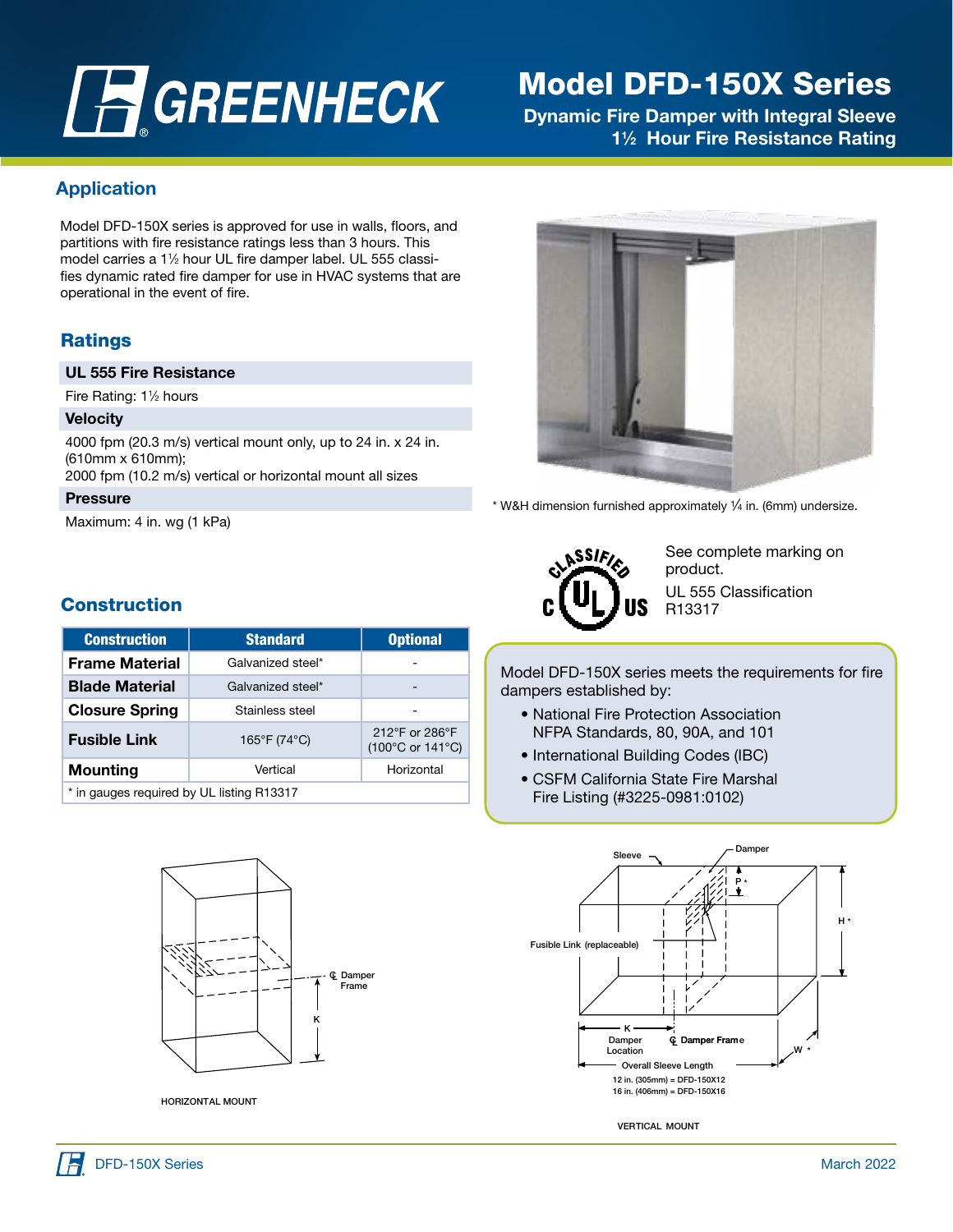# Model DFD-150X Series

**Dynamic Fire Damper with Integral Sleeve**
**1½ Hour Fire Resistance Rating**

## Application

Model DFD-150X series is approved for use in walls, floors, and partitions with fire resistance ratings less than 3 hours. This model carries a 1½ hour UL fire damper label. UL 555 classifies dynamic rated fire damper for use in HVAC systems that are operational in the event of fire.

## Ratings

### UL 555 Fire Resistance

Fire Rating: 1½ hours

### Velocity

4000 fpm (20.3 m/s) vertical mount only, up to 24 in. x 24 in. (610mm x 610mm);
2000 fpm (10.2 m/s) vertical or horizontal mount all sizes

### Pressure

Maximum: 4 in. wg (1 kPa)

* W&H dimension furnished approximately ¼ in. (6mm) undersize.

See complete marking on product.

UL 555 Classification R13317

## Construction

| Construction | Standard | Optional |
|---|---|---|
| **Frame Material** | Galvanized steel* | - |
| **Blade Material** | Galvanized steel* | - |
| **Closure Spring** | Stainless steel | - |
| **Fusible Link** | 165°F (74°C) | 212°F or 286°F (100°C or 141°C) |
| **Mounting** | Vertical | Horizontal |

* in gauges required by UL listing R13317

Model DFD-150X series meets the requirements for fire dampers established by:

- National Fire Protection Association NFPA Standards, 80, 90A, and 101
- International Building Codes (IBC)
- CSFM California State Fire Marshal Fire Listing (#3225-0981:0102)

HORIZONTAL MOUNT

VERTICAL MOUNT

Overall Sleeve Length
12 in. (305mm) = DFD-150X12
16 in. (406mm) = DFD-150X16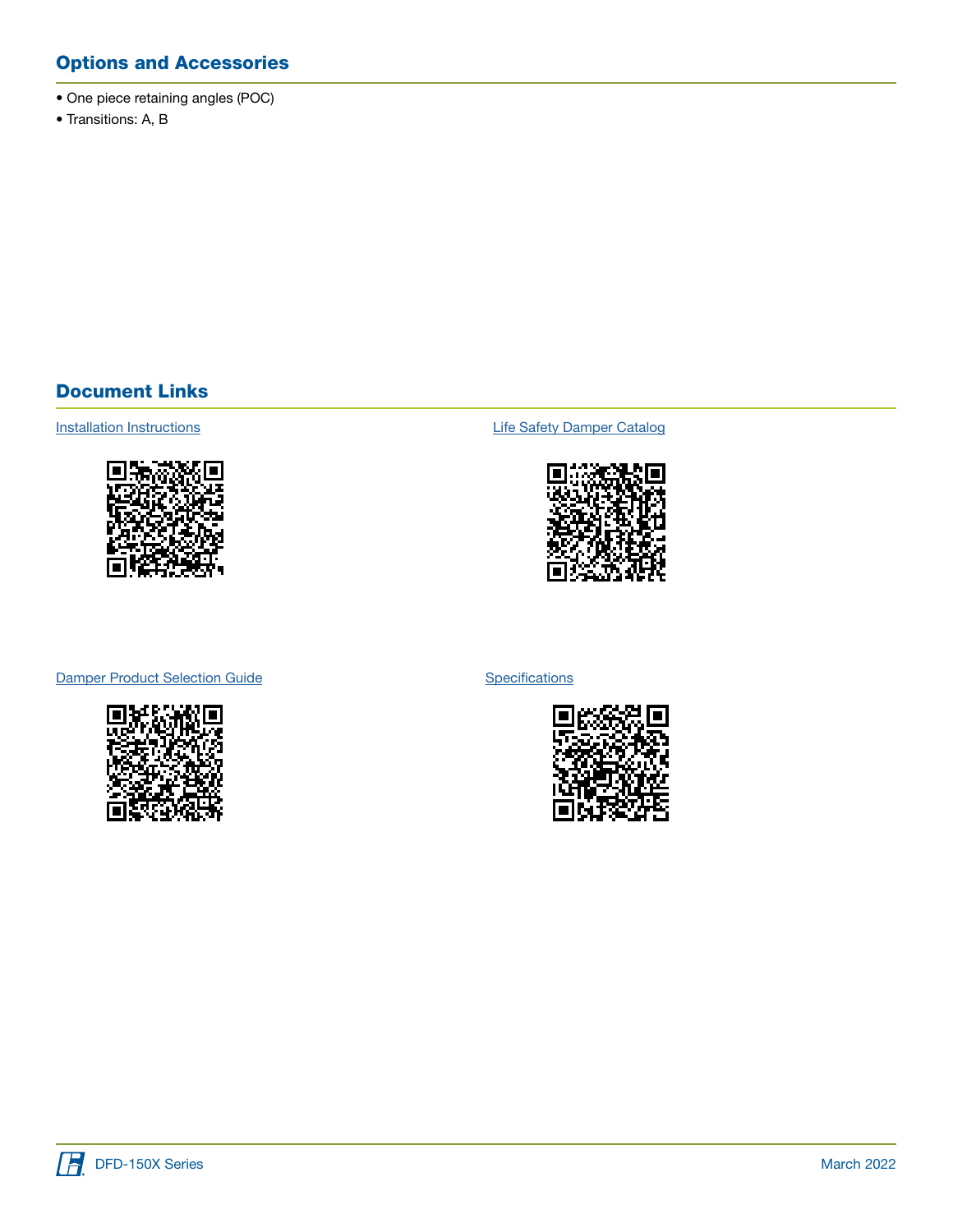## Options and Accessories

- One piece retaining angles (POC)
- Transitions: A, B

## Document Links

Installation Instructions

Life Safety Damper Catalog

Damper Product Selection Guide

Specifications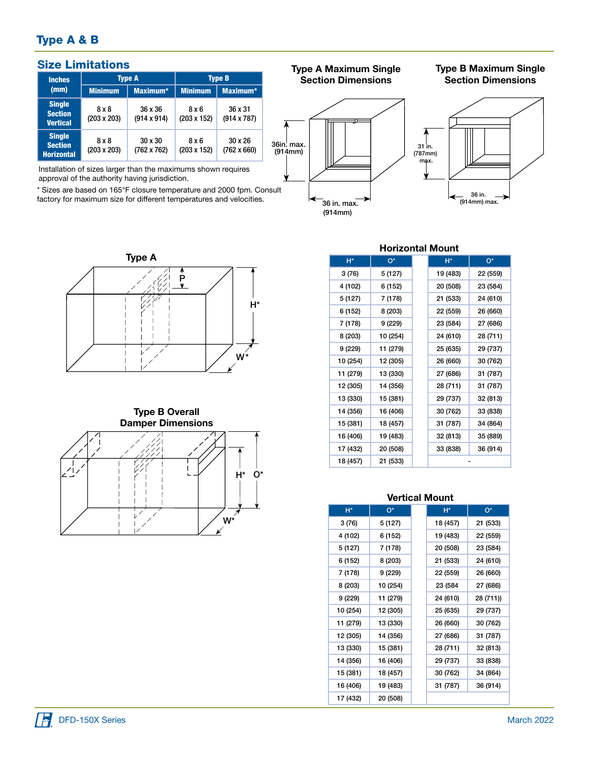## Type A & B

### Size Limitations

| Inches (mm) | Type A | | Type B | |
|---|---|---|---|---|
| | Minimum | Maximum* | Minimum | Maximum* |
| Single Section Vertical | 8 x 8 (203 x 203) | 36 x 36 (914 x 914) | 8 x 6 (203 x 152) | 36 x 31 (914 x 787) |
| Single Section Horizontal | 8 x 8 (203 x 203) | 30 x 30 (762 x 762) | 8 x 6 (203 x 152) | 30 x 26 (762 x 660) |

Installation of sizes larger than the maximums shown requires approval of the authority having jurisdiction.

* Sizes are based on 165°F closure temperature and 2000 fpm. Consult factory for maximum size for different temperatures and velocities.

**Type A Maximum Single Section Dimensions**

36in. max. (914mm)

36 in. max. (914mm)

**Type B Maximum Single Section Dimensions**

31 in. (787mm) max.

36 in. (914mm) max.

**Type A**

P

H*

W*

**Type B Overall Damper Dimensions**

H* O*

W*

### Horizontal Mount

| H* | O* | H* | O* |
|---|---|---|---|
| 3 (76) | 5 (127) | 19 (483) | 22 (559) |
| 4 (102) | 6 (152) | 20 (508) | 23 (584) |
| 5 (127) | 7 (178) | 21 (533) | 24 (610) |
| 6 (152) | 8 (203) | 22 (559) | 26 (660) |
| 7 (178) | 9 (229) | 23 (584) | 27 (686) |
| 8 (203) | 10 (254) | 24 (610) | 28 (711) |
| 9 (229) | 11 (279) | 25 (635) | 29 (737) |
| 10 (254) | 12 (305) | 26 (660) | 30 (762) |
| 11 (279) | 13 (330) | 27 (686) | 31 (787) |
| 12 (305) | 14 (356) | 28 (711) | 31 (787) |
| 13 (330) | 15 (381) | 29 (737) | 32 (813) |
| 14 (356) | 16 (406) | 30 (762) | 33 (838) |
| 15 (381) | 18 (457) | 31 (787) | 34 (864) |
| 16 (406) | 19 (483) | 32 (813) | 35 (889) |
| 17 (432) | 20 (508) | 33 (838) | 36 (914) |
| 18 (457) | 21 (533) | - | |

### Vertical Mount

| H* | O* | H* | O* |
|---|---|---|---|
| 3 (76) | 5 (127) | 18 (457) | 21 (533) |
| 4 (102) | 6 (152) | 19 (483) | 22 (559) |
| 5 (127) | 7 (178) | 20 (508) | 23 (584) |
| 6 (152) | 8 (203) | 21 (533) | 24 (610) |
| 7 (178) | 9 (229) | 22 (559) | 26 (660) |
| 8 (203) | 10 (254) | 23 (584 | 27 (686) |
| 9 (229) | 11 (279) | 24 (610) | 28 (711)) |
| 10 (254) | 12 (305) | 25 (635) | 29 (737) |
| 11 (279) | 13 (330) | 26 (660) | 30 (762) |
| 12 (305) | 14 (356) | 27 (686) | 31 (787) |
| 13 (330) | 15 (381) | 28 (711) | 32 (813) |
| 14 (356) | 16 (406) | 29 (737) | 33 (838) |
| 15 (381) | 18 (457) | 30 (762) | 34 (864) |
| 16 (406) | 19 (483) | 31 (787) | 36 (914) |
| 17 (432) | 20 (508) | | |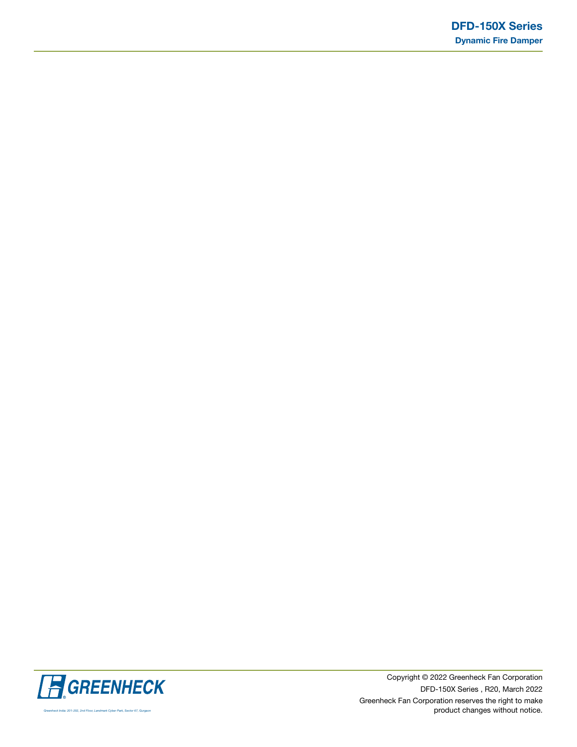GREENHECK

Greenheck India: 201-202, 2nd Floor, Landmark Cyber Park, Sector 67, Gurgaon

Copyright © 2022 Greenheck Fan Corporation

DFD-150X Series , R20, March 2022

Greenheck Fan Corporation reserves the right to make product changes without notice.